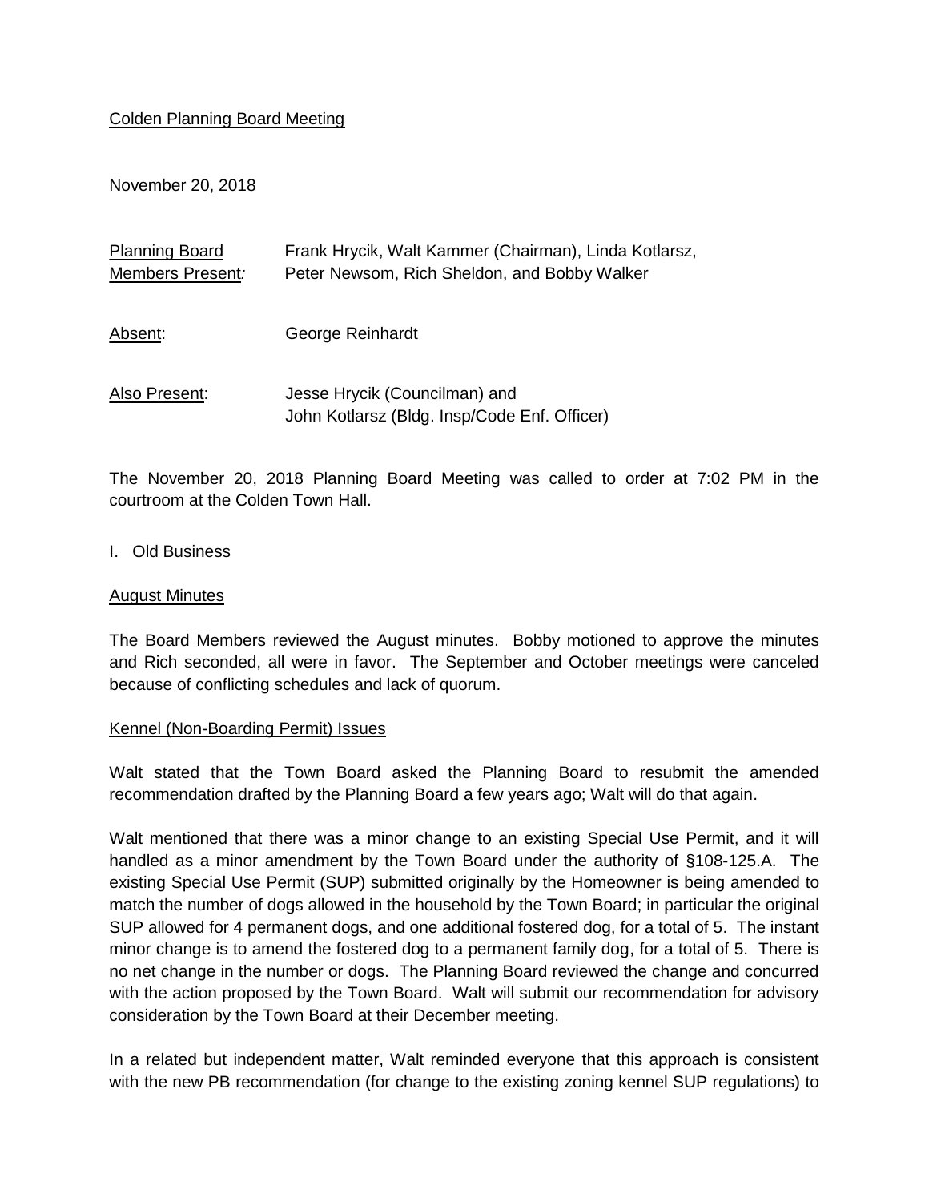Colden Planning Board Meeting

November 20, 2018

| Planning Board Members Present: | Frank Hrycik, Walt Kammer (Chairman), Linda Kotlarsz, Peter Newsom, Rich Sheldon, and Bobby Walker |
|---|---|
| Absent: | George Reinhardt |
| Also Present: | Jesse Hrycik (Councilman) and John Kotlarsz (Bldg. Insp/Code Enf. Officer) |

The November 20, 2018 Planning Board Meeting was called to order at 7:02 PM in the courtroom at the Colden Town Hall.

I. Old Business

August Minutes

The Board Members reviewed the August minutes. Bobby motioned to approve the minutes and Rich seconded, all were in favor. The September and October meetings were canceled because of conflicting schedules and lack of quorum.

Kennel (Non-Boarding Permit) Issues

Walt stated that the Town Board asked the Planning Board to resubmit the amended recommendation drafted by the Planning Board a few years ago; Walt will do that again.

Walt mentioned that there was a minor change to an existing Special Use Permit, and it will handled as a minor amendment by the Town Board under the authority of §108-125.A. The existing Special Use Permit (SUP) submitted originally by the Homeowner is being amended to match the number of dogs allowed in the household by the Town Board; in particular the original SUP allowed for 4 permanent dogs, and one additional fostered dog, for a total of 5. The instant minor change is to amend the fostered dog to a permanent family dog, for a total of 5. There is no net change in the number or dogs. The Planning Board reviewed the change and concurred with the action proposed by the Town Board. Walt will submit our recommendation for advisory consideration by the Town Board at their December meeting.

In a related but independent matter, Walt reminded everyone that this approach is consistent with the new PB recommendation (for change to the existing zoning kennel SUP regulations) to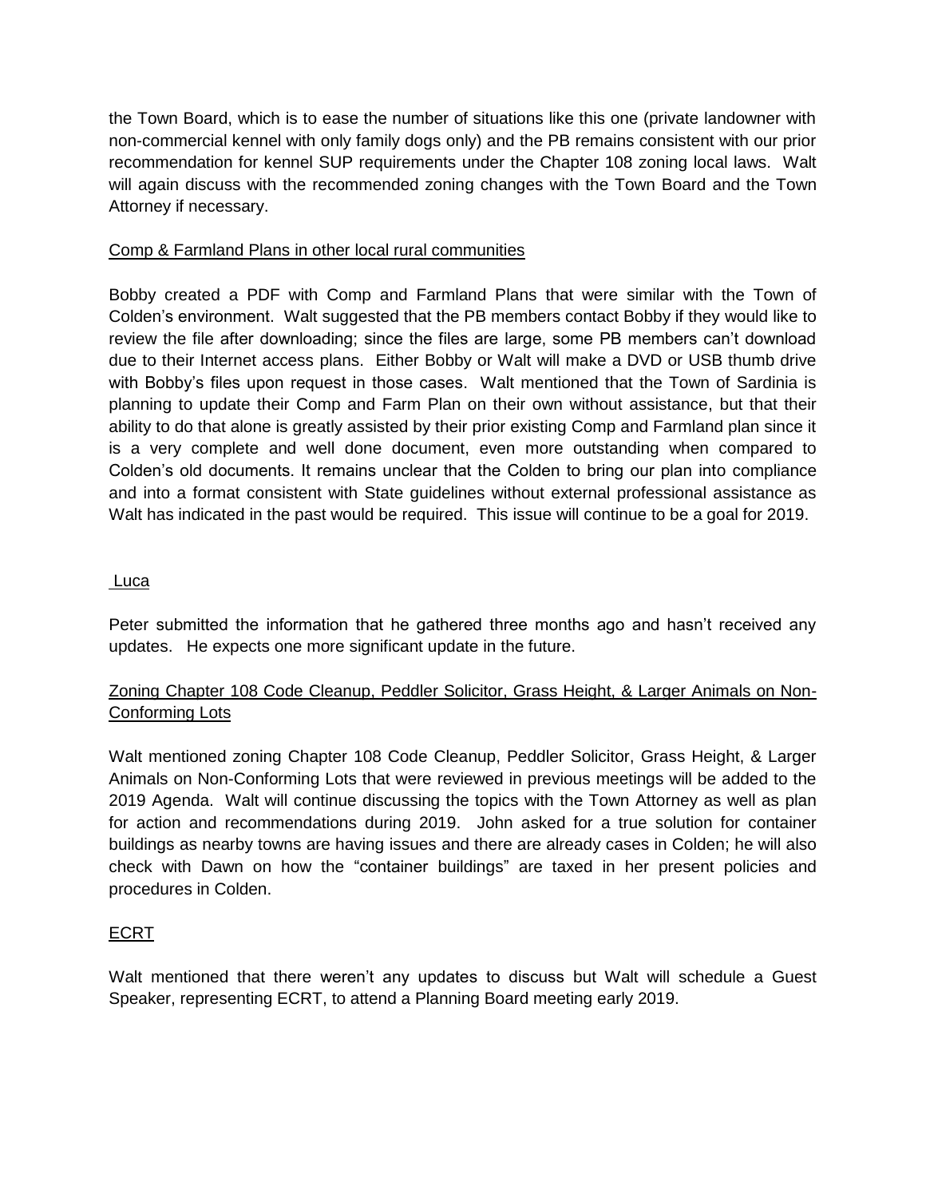the Town Board, which is to ease the number of situations like this one (private landowner with non-commercial kennel with only family dogs only) and the PB remains consistent with our prior recommendation for kennel SUP requirements under the Chapter 108 zoning local laws. Walt will again discuss with the recommended zoning changes with the Town Board and the Town Attorney if necessary.

Comp & Farmland Plans in other local rural communities

Bobby created a PDF with Comp and Farmland Plans that were similar with the Town of Colden's environment. Walt suggested that the PB members contact Bobby if they would like to review the file after downloading; since the files are large, some PB members can't download due to their Internet access plans. Either Bobby or Walt will make a DVD or USB thumb drive with Bobby's files upon request in those cases. Walt mentioned that the Town of Sardinia is planning to update their Comp and Farm Plan on their own without assistance, but that their ability to do that alone is greatly assisted by their prior existing Comp and Farmland plan since it is a very complete and well done document, even more outstanding when compared to Colden's old documents. It remains unclear that the Colden to bring our plan into compliance and into a format consistent with State guidelines without external professional assistance as Walt has indicated in the past would be required. This issue will continue to be a goal for 2019.

Luca

Peter submitted the information that he gathered three months ago and hasn't received any updates. He expects one more significant update in the future.

Zoning Chapter 108 Code Cleanup, Peddler Solicitor, Grass Height, & Larger Animals on Non-Conforming Lots

Walt mentioned zoning Chapter 108 Code Cleanup, Peddler Solicitor, Grass Height, & Larger Animals on Non-Conforming Lots that were reviewed in previous meetings will be added to the 2019 Agenda. Walt will continue discussing the topics with the Town Attorney as well as plan for action and recommendations during 2019. John asked for a true solution for container buildings as nearby towns are having issues and there are already cases in Colden; he will also check with Dawn on how the "container buildings" are taxed in her present policies and procedures in Colden.

ECRT

Walt mentioned that there weren't any updates to discuss but Walt will schedule a Guest Speaker, representing ECRT, to attend a Planning Board meeting early 2019.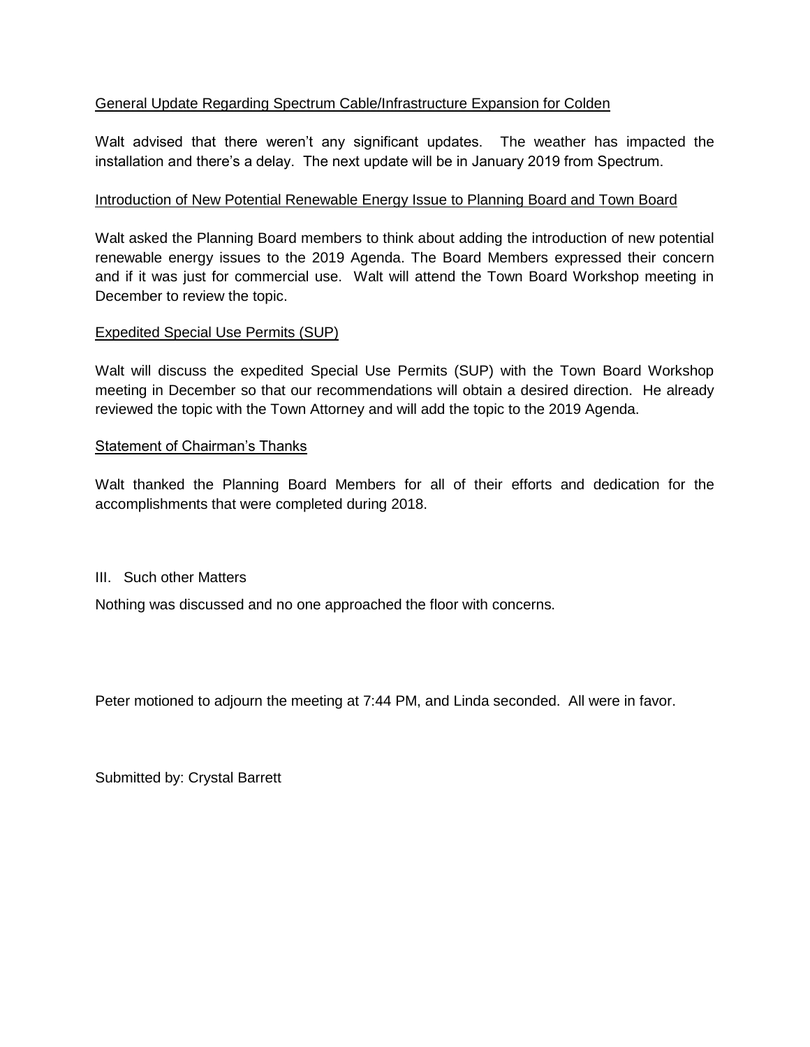General Update Regarding Spectrum Cable/Infrastructure Expansion for Colden

Walt advised that there weren't any significant updates. The weather has impacted the installation and there's a delay. The next update will be in January 2019 from Spectrum.

Introduction of New Potential Renewable Energy Issue to Planning Board and Town Board

Walt asked the Planning Board members to think about adding the introduction of new potential renewable energy issues to the 2019 Agenda. The Board Members expressed their concern and if it was just for commercial use. Walt will attend the Town Board Workshop meeting in December to review the topic.

Expedited Special Use Permits (SUP)

Walt will discuss the expedited Special Use Permits (SUP) with the Town Board Workshop meeting in December so that our recommendations will obtain a desired direction. He already reviewed the topic with the Town Attorney and will add the topic to the 2019 Agenda.

Statement of Chairman's Thanks

Walt thanked the Planning Board Members for all of their efforts and dedication for the accomplishments that were completed during 2018.

III. Such other Matters

Nothing was discussed and no one approached the floor with concerns.

Peter motioned to adjourn the meeting at 7:44 PM, and Linda seconded. All were in favor.

Submitted by: Crystal Barrett